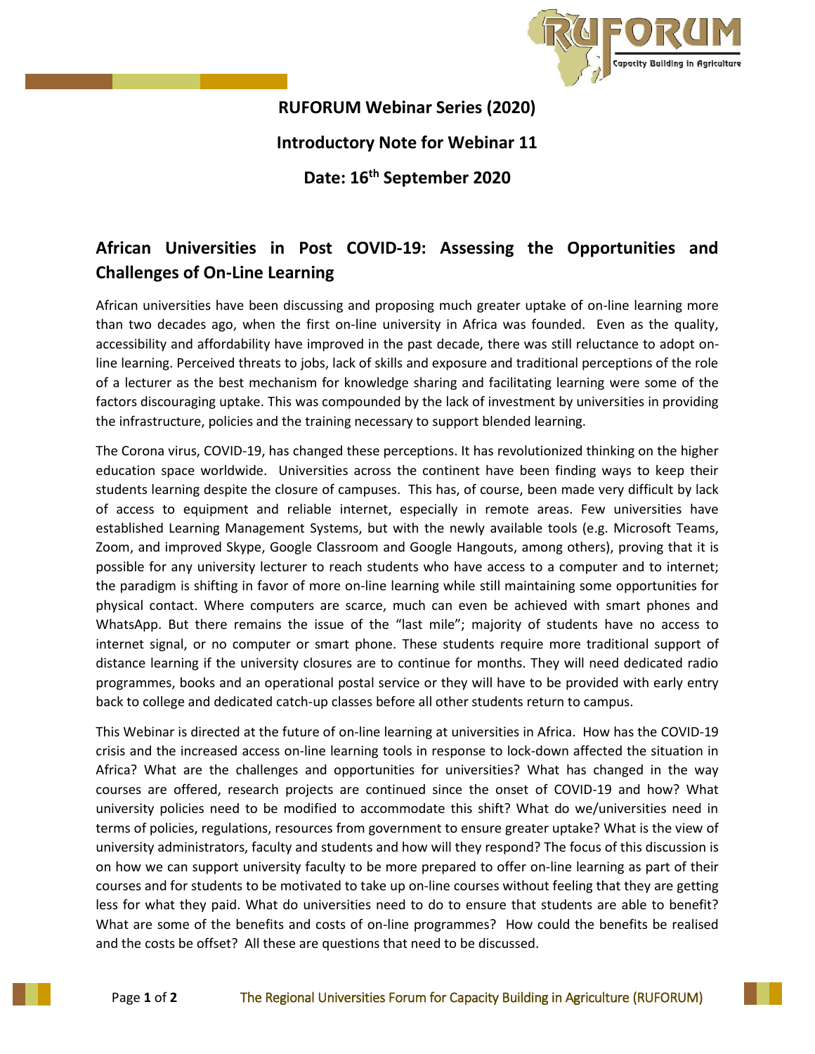**RUFORUM Webinar Series (2020)**

**Introductory Note for Webinar 11**

**Date: 16th September 2020**

## African Universities in Post COVID-19: Assessing the Opportunities and Challenges of On-Line Learning

African universities have been discussing and proposing much greater uptake of on-line learning more than two decades ago, when the first on-line university in Africa was founded. Even as the quality, accessibility and affordability have improved in the past decade, there was still reluctance to adopt on-line learning. Perceived threats to jobs, lack of skills and exposure and traditional perceptions of the role of a lecturer as the best mechanism for knowledge sharing and facilitating learning were some of the factors discouraging uptake. This was compounded by the lack of investment by universities in providing the infrastructure, policies and the training necessary to support blended learning.

The Corona virus, COVID-19, has changed these perceptions. It has revolutionized thinking on the higher education space worldwide. Universities across the continent have been finding ways to keep their students learning despite the closure of campuses. This has, of course, been made very difficult by lack of access to equipment and reliable internet, especially in remote areas. Few universities have established Learning Management Systems, but with the newly available tools (e.g. Microsoft Teams, Zoom, and improved Skype, Google Classroom and Google Hangouts, among others), proving that it is possible for any university lecturer to reach students who have access to a computer and to internet; the paradigm is shifting in favor of more on-line learning while still maintaining some opportunities for physical contact. Where computers are scarce, much can even be achieved with smart phones and WhatsApp. But there remains the issue of the "last mile"; majority of students have no access to internet signal, or no computer or smart phone. These students require more traditional support of distance learning if the university closures are to continue for months. They will need dedicated radio programmes, books and an operational postal service or they will have to be provided with early entry back to college and dedicated catch-up classes before all other students return to campus.

This Webinar is directed at the future of on-line learning at universities in Africa. How has the COVID-19 crisis and the increased access on-line learning tools in response to lock-down affected the situation in Africa? What are the challenges and opportunities for universities? What has changed in the way courses are offered, research projects are continued since the onset of COVID-19 and how? What university policies need to be modified to accommodate this shift? What do we/universities need in terms of policies, regulations, resources from government to ensure greater uptake? What is the view of university administrators, faculty and students and how will they respond? The focus of this discussion is on how we can support university faculty to be more prepared to offer on-line learning as part of their courses and for students to be motivated to take up on-line courses without feeling that they are getting less for what they paid. What do universities need to do to ensure that students are able to benefit? What are some of the benefits and costs of on-line programmes? How could the benefits be realised and the costs be offset? All these are questions that need to be discussed.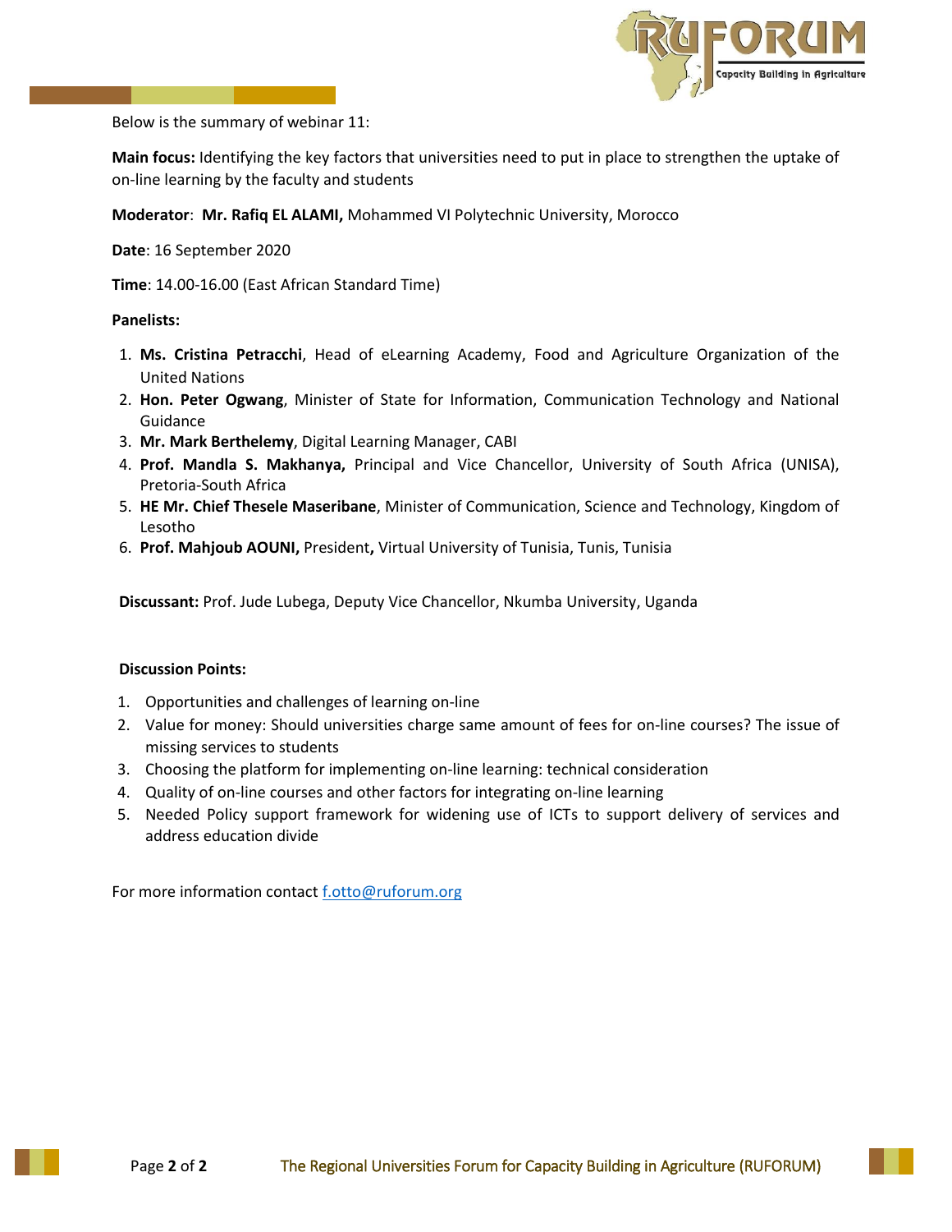Below is the summary of webinar 11:

**Main focus:** Identifying the key factors that universities need to put in place to strengthen the uptake of on-line learning by the faculty and students

**Moderator**: **Mr. Rafiq EL ALAMI,** Mohammed VI Polytechnic University, Morocco

**Date**: 16 September 2020

**Time**: 14.00-16.00 (East African Standard Time)

**Panelists:**

1. **Ms. Cristina Petracchi**, Head of eLearning Academy, Food and Agriculture Organization of the United Nations
2. **Hon. Peter Ogwang**, Minister of State for Information, Communication Technology and National Guidance
3. **Mr. Mark Berthelemy**, Digital Learning Manager, CABI
4. **Prof. Mandla S. Makhanya,** Principal and Vice Chancellor, University of South Africa (UNISA), Pretoria-South Africa
5. **HE Mr. Chief Thesele Maseribane**, Minister of Communication, Science and Technology, Kingdom of Lesotho
6. **Prof. Mahjoub AOUNI,** President**,** Virtual University of Tunisia, Tunis, Tunisia

**Discussant:** Prof. Jude Lubega, Deputy Vice Chancellor, Nkumba University, Uganda

**Discussion Points:**

1. Opportunities and challenges of learning on-line
2. Value for money: Should universities charge same amount of fees for on-line courses? The issue of missing services to students
3. Choosing the platform for implementing on-line learning: technical consideration
4. Quality of on-line courses and other factors for integrating on-line learning
5. Needed Policy support framework for widening use of ICTs to support delivery of services and address education divide

For more information contact f.otto@ruforum.org